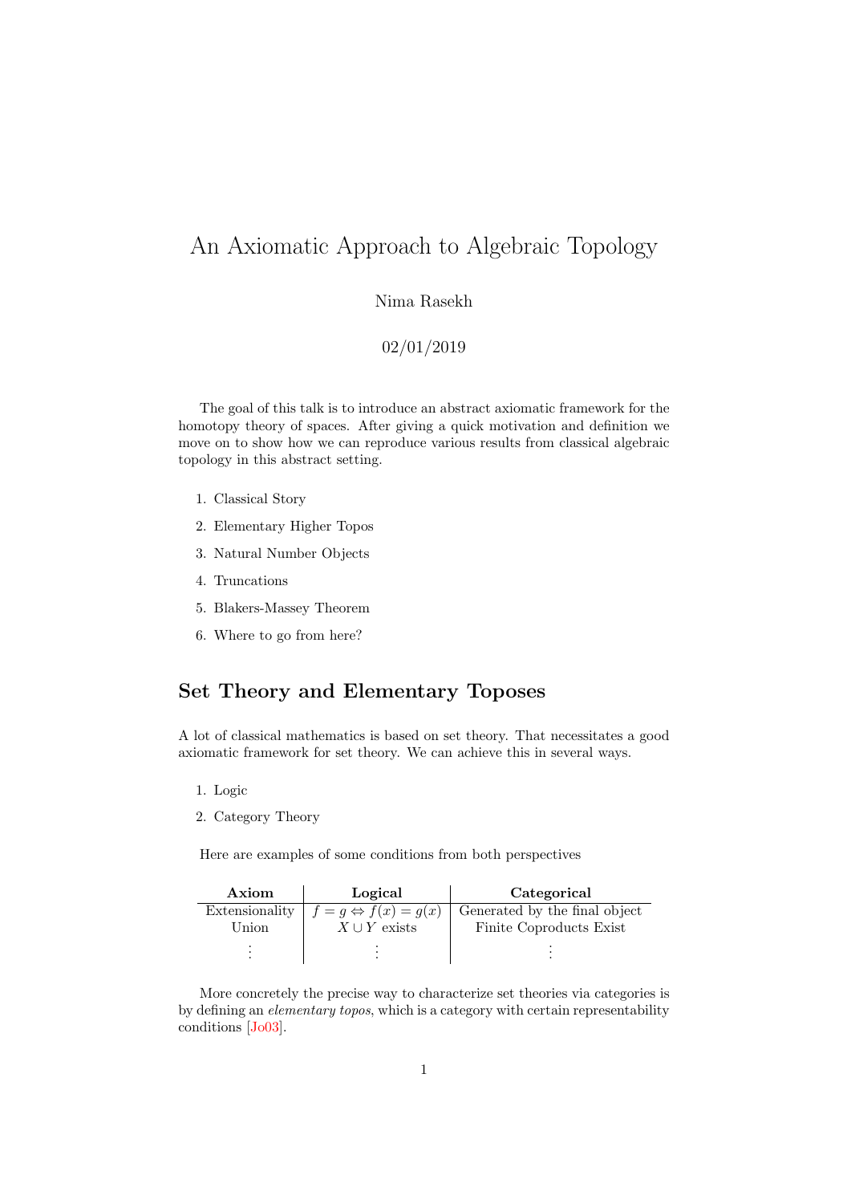# An Axiomatic Approach to Algebraic Topology

Nima Rasekh

02/01/2019

The goal of this talk is to introduce an abstract axiomatic framework for the homotopy theory of spaces. After giving a quick motivation and definition we move on to show how we can reproduce various results from classical algebraic topology in this abstract setting.

1. Classical Story
2. Elementary Higher Topos
3. Natural Number Objects
4. Truncations
5. Blakers-Massey Theorem
6. Where to go from here?

## Set Theory and Elementary Toposes

A lot of classical mathematics is based on set theory. That necessitates a good axiomatic framework for set theory. We can achieve this in several ways.

1. Logic
2. Category Theory

Here are examples of some conditions from both perspectives

| **Axiom** | **Logical** | **Categorical** |
|---|---|---|
| Extensionality | $f = g \Leftrightarrow f(x) = g(x)$ | Generated by the final object |
| Union | $X \cup Y$ exists | Finite Coproducts Exist |
| $\vdots$ | $\vdots$ | $\vdots$ |

More concretely the precise way to characterize set theories via categories is by defining an *elementary topos*, which is a category with certain representability conditions [Jo03].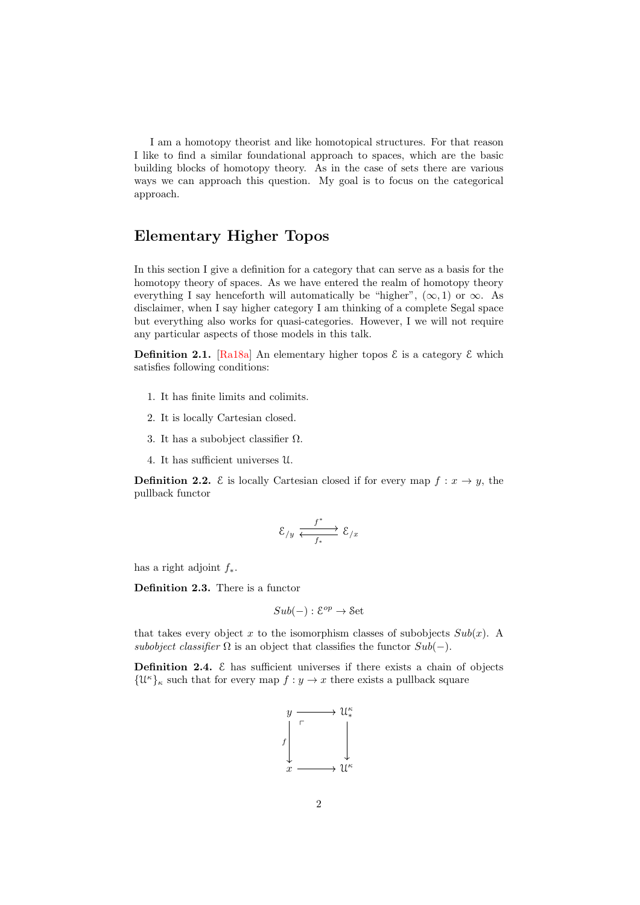I am a homotopy theorist and like homotopical structures. For that reason I like to find a similar foundational approach to spaces, which are the basic building blocks of homotopy theory. As in the case of sets there are various ways we can approach this question. My goal is to focus on the categorical approach.

## Elementary Higher Topos

In this section I give a definition for a category that can serve as a basis for the homotopy theory of spaces. As we have entered the realm of homotopy theory everything I say henceforth will automatically be "higher", $(\infty, 1)$ or $\infty$. As disclaimer, when I say higher category I am thinking of a complete Segal space but everything also works for quasi-categories. However, I we will not require any particular aspects of those models in this talk.

**Definition 2.1.** [Ra18a] An elementary higher topos $\mathcal{E}$ is a category $\mathcal{E}$ which satisfies following conditions:

1. It has finite limits and colimits.
2. It is locally Cartesian closed.
3. It has a subobject classifier $\Omega$.
4. It has sufficient universes $\mathcal{U}$.

**Definition 2.2.** $\mathcal{E}$ is locally Cartesian closed if for every map $f : x \to y$, the pullback functor

$$\mathcal{E}_{/y} \underset{f_*}{\overset{f^*}{\rightleftarrows}} \mathcal{E}_{/x}$$

has a right adjoint $f_*$.

**Definition 2.3.** There is a functor

$$Sub(-) : \mathcal{E}^{op} \to \mathcal{S}et$$

that takes every object $x$ to the isomorphism classes of subobjects $Sub(x)$. A *subobject classifier* $\Omega$ is an object that classifies the functor $Sub(-)$.

**Definition 2.4.** $\mathcal{E}$ has sufficient universes if there exists a chain of objects $\{\mathcal{U}^\kappa\}_\kappa$ such that for every map $f : y \to x$ there exists a pullback square

$$\begin{array}{ccc} y & \longrightarrow & \mathcal{U}^\kappa_* \\ {\scriptstyle f}\downarrow & \lrcorner & \downarrow \\ x & \longrightarrow & \mathcal{U}^\kappa \end{array}$$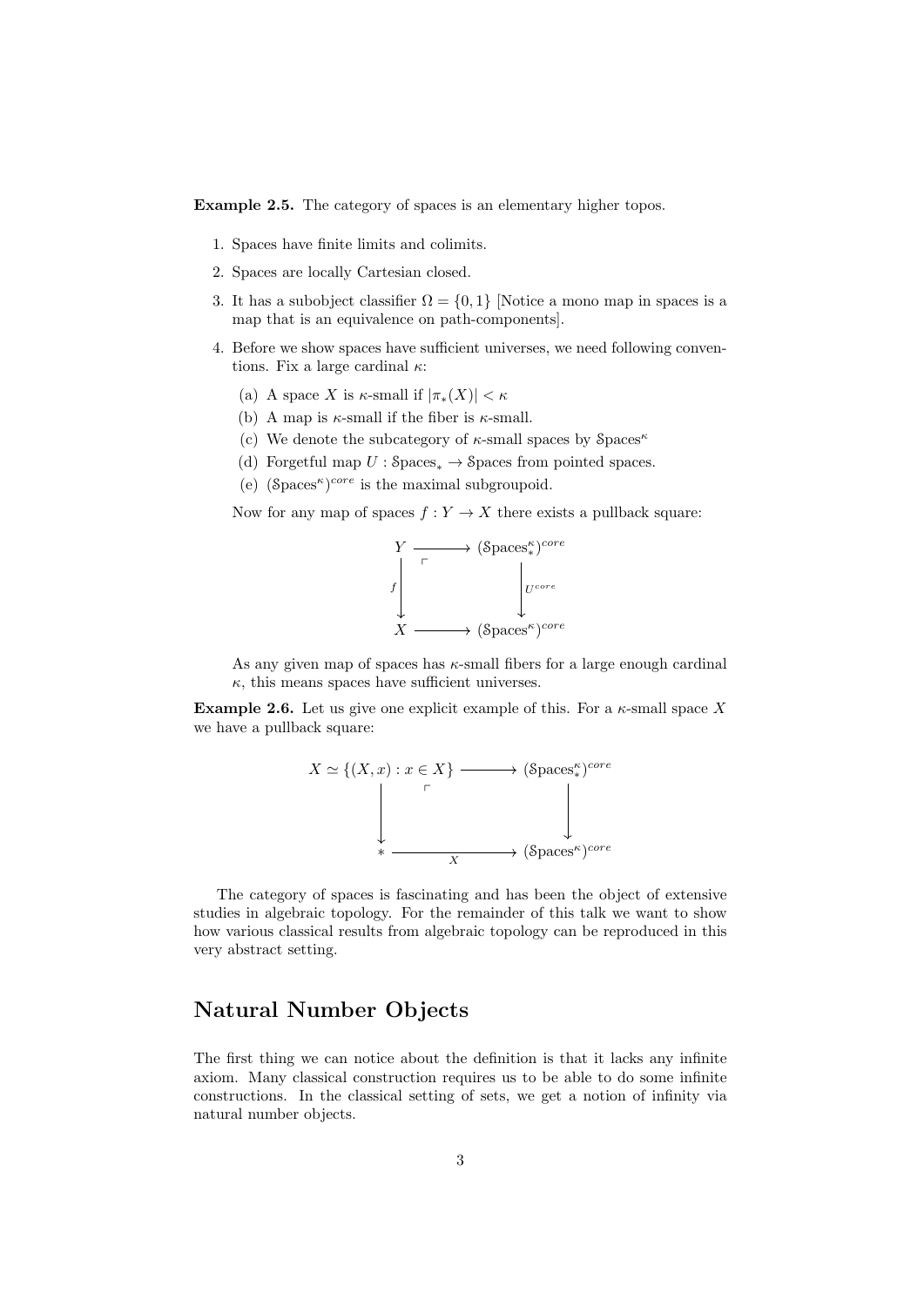**Example 2.5.** The category of spaces is an elementary higher topos.

1. Spaces have finite limits and colimits.
2. Spaces are locally Cartesian closed.
3. It has a subobject classifier $\Omega = \{0, 1\}$ [Notice a mono map in spaces is a map that is an equivalence on path-components].
4. Before we show spaces have sufficient universes, we need following conventions. Fix a large cardinal $\kappa$:
   (a) A space $X$ is $\kappa$-small if $|\pi_*(X)| < \kappa$
   (b) A map is $\kappa$-small if the fiber is $\kappa$-small.
   (c) We denote the subcategory of $\kappa$-small spaces by $\mathcal{S}\text{paces}^\kappa$
   (d) Forgetful map $U : \mathcal{S}\text{paces}_* \to \mathcal{S}\text{paces}$ from pointed spaces.
   (e) $(\mathcal{S}\text{paces}^\kappa)^{core}$ is the maximal subgroupoid.

   Now for any map of spaces $f : Y \to X$ there exists a pullback square:

   $$\begin{array}{ccc} Y & \longrightarrow & (\mathcal{S}\text{paces}_*^\kappa)^{core} \\ {\scriptstyle f}\big\downarrow & \ulcorner & \big\downarrow{\scriptstyle U^{core}} \\ X & \longrightarrow & (\mathcal{S}\text{paces}^\kappa)^{core} \end{array}$$

   As any given map of spaces has $\kappa$-small fibers for a large enough cardinal $\kappa$, this means spaces have sufficient universes.

**Example 2.6.** Let us give one explicit example of this. For a $\kappa$-small space $X$ we have a pullback square:

$$\begin{array}{ccc} X \simeq \{(X, x) : x \in X\} & \longrightarrow & (\mathcal{S}\text{paces}_*^\kappa)^{core} \\ \big\downarrow & \ulcorner & \big\downarrow \\ * & \xrightarrow[X]{} & (\mathcal{S}\text{paces}^\kappa)^{core} \end{array}$$

The category of spaces is fascinating and has been the object of extensive studies in algebraic topology. For the remainder of this talk we want to show how various classical results from algebraic topology can be reproduced in this very abstract setting.

## Natural Number Objects

The first thing we can notice about the definition is that it lacks any infinite axiom. Many classical construction requires us to be able to do some infinite constructions. In the classical setting of sets, we get a notion of infinity via natural number objects.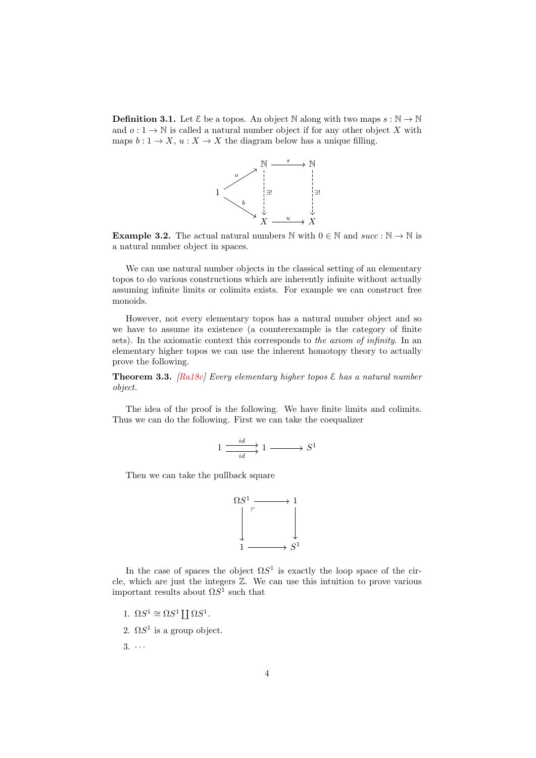**Definition 3.1.** Let $\mathcal{E}$ be a topos. An object $\mathbb{N}$ along with two maps $s : \mathbb{N} \to \mathbb{N}$ and $o : 1 \to \mathbb{N}$ is called a natural number object if for any other object $X$ with maps $b : 1 \to X$, $u : X \to X$ the diagram below has a unique filling.

$$
\begin{array}{ccccc}
 & & \mathbb{N} & \xrightarrow{s} & \mathbb{N} \\
 & \overset{o}{\nearrow} & \Big\downarrow \exists! & & \Big\downarrow \exists! \\
1 & & & & \\
 & \underset{b}{\searrow} & & & \\
 & & X & \xrightarrow{u} & X
\end{array}
$$

**Example 3.2.** The actual natural numbers $\mathbb{N}$ with $0 \in \mathbb{N}$ and $succ : \mathbb{N} \to \mathbb{N}$ is a natural number object in spaces.

We can use natural number objects in the classical setting of an elementary topos to do various constructions which are inherently infinite without actually assuming infinite limits or colimits exists. For example we can construct free monoids.

However, not every elementary topos has a natural number object and so we have to assume its existence (a counterexample is the category of finite sets). In the axiomatic context this corresponds to *the axiom of infinity*. In an elementary higher topos we can use the inherent homotopy theory to actually prove the following.

**Theorem 3.3.** *[Ra18c] Every elementary higher topos $\mathcal{E}$ has a natural number object.*

The idea of the proof is the following. We have finite limits and colimits. Thus we can do the following. First we can take the coequalizer

$$1 \underset{id}{\overset{id}{\rightrightarrows}} 1 \longrightarrow S^1$$

Then we can take the pullback square

$$
\begin{array}{ccc}
\Omega S^1 & \longrightarrow & 1 \\
\Big\downarrow & \lrcorner & \Big\downarrow \\
1 & \longrightarrow & S^1
\end{array}
$$

In the case of spaces the object $\Omega S^1$ is exactly the loop space of the circle, which are just the integers $\mathbb{Z}$. We can use this intuition to prove various important results about $\Omega S^1$ such that

1. $\Omega S^1 \cong \Omega S^1 \coprod \Omega S^1$.
2. $\Omega S^1$ is a group object.
3. $\cdots$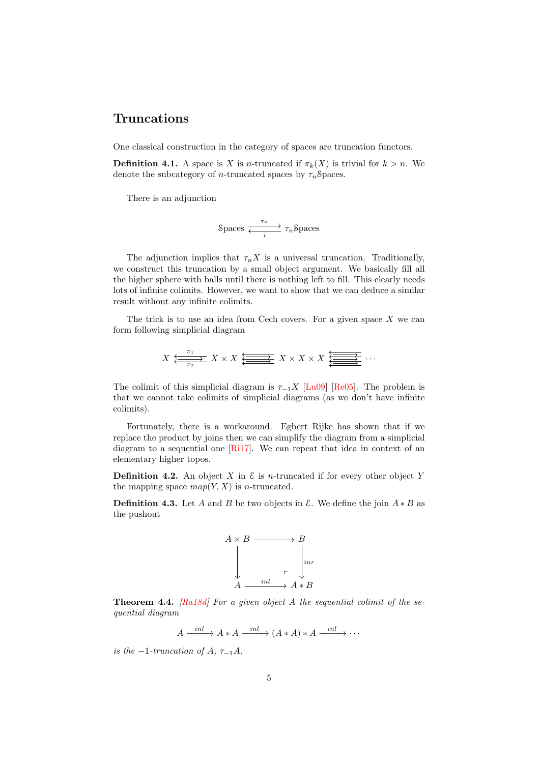## Truncations

One classical construction in the category of spaces are truncation functors.

**Definition 4.1.** A space is $X$ is $n$-truncated if $\pi_k(X)$ is trivial for $k > n$. We denote the subcategory of $n$-truncated spaces by $\tau_n\mathcal{S}$paces.

There is an adjunction

$$\mathcal{S}\text{paces} \underset{i}{\overset{\tau_n}{\rightleftarrows}} \tau_n\mathcal{S}\text{paces}$$

The adjunction implies that $\tau_n X$ is a universal truncation. Traditionally, we construct this truncation by a small object argument. We basically fill all the higher sphere with balls until there is nothing left to fill. This clearly needs lots of infinite colimits. However, we want to show that we can deduce a similar result without any infinite colimits.

The trick is to use an idea from Cech covers. For a given space $X$ we can form following simplicial diagram

$$X \underset{\pi_2}{\overset{\pi_1}{\leftleftarrows}} X \times X \;\substack{\leftarrow\\\rightarrow\\\leftarrow\\\rightarrow\\\leftarrow}\; X \times X \times X \;\substack{\leftarrow\\\rightarrow\\\leftarrow\\\rightarrow\\\leftarrow\\\rightarrow\\\leftarrow}\; \cdots$$

The colimit of this simplicial diagram is $\tau_{-1}X$ [Lu09] [Re05]. The problem is that we cannot take colimits of simplicial diagrams (as we don't have infinite colimits).

Fortunately, there is a workaround. Egbert Rijke has shown that if we replace the product by joins then we can simplify the diagram from a simplicial diagram to a sequential one [Ri17]. We can repeat that idea in context of an elementary higher topos.

**Definition 4.2.** An object $X$ in $\mathcal{E}$ is $n$-truncated if for every other object $Y$ the mapping space $map(Y, X)$ is $n$-truncated.

**Definition 4.3.** Let $A$ and $B$ be two objects in $\mathcal{E}$. We define the join $A * B$ as the pushout

$$\begin{array}{ccc} A \times B & \longrightarrow & B \\ \downarrow & & \downarrow{\scriptstyle inr} \\ A & \xrightarrow{inl} & A * B \end{array}$$

**Theorem 4.4.** *[Ra18d] For a given object $A$ the sequential colimit of the sequential diagram*

$$A \xrightarrow{inl} A * A \xrightarrow{inl} (A * A) * A \xrightarrow{inl} \cdots$$

*is the $-1$-truncation of $A$, $\tau_{-1}A$.*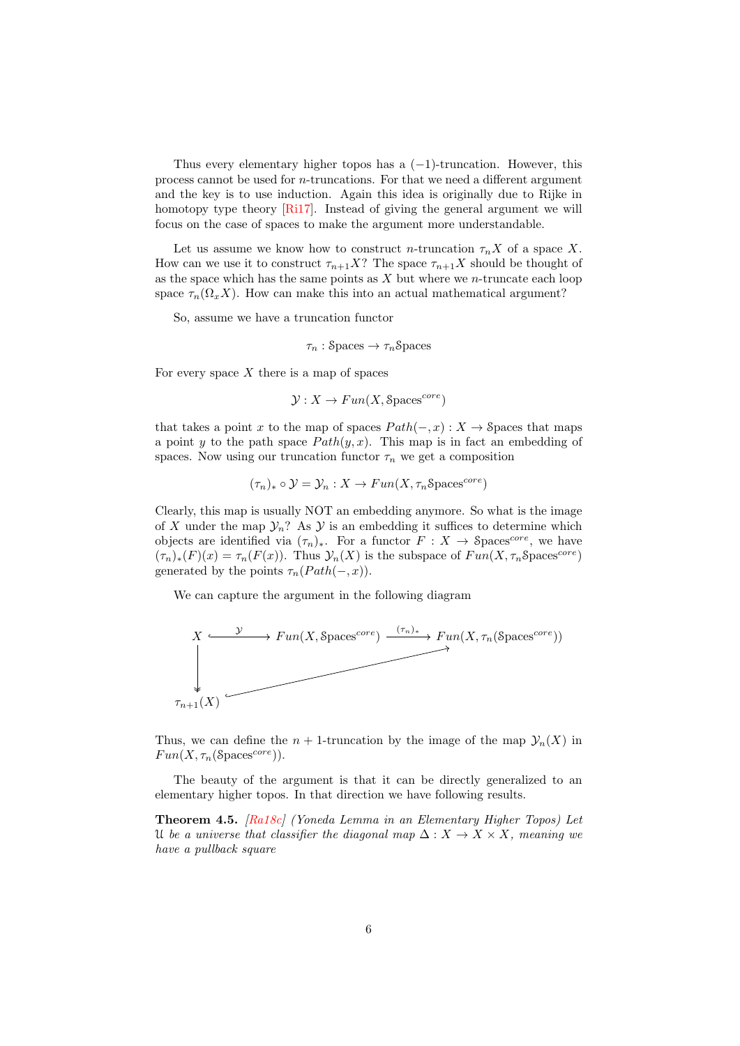Thus every elementary higher topos has a $(-1)$-truncation. However, this process cannot be used for $n$-truncations. For that we need a different argument and the key is to use induction. Again this idea is originally due to Rijke in homotopy type theory [Ri17]. Instead of giving the general argument we will focus on the case of spaces to make the argument more understandable.

Let us assume we know how to construct $n$-truncation $\tau_n X$ of a space $X$. How can we use it to construct $\tau_{n+1}X$? The space $\tau_{n+1}X$ should be thought of as the space which has the same points as $X$ but where we $n$-truncate each loop space $\tau_n(\Omega_x X)$. How can make this into an actual mathematical argument?

So, assume we have a truncation functor

$$\tau_n : \mathcal{S}\text{paces} \to \tau_n\mathcal{S}\text{paces}$$

For every space $X$ there is a map of spaces

$$\mathcal{Y} : X \to Fun(X, \mathcal{S}\text{paces}^{core})$$

that takes a point $x$ to the map of spaces $Path(-,x) : X \to \mathcal{S}\text{paces}$ that maps a point $y$ to the path space $Path(y,x)$. This map is in fact an embedding of spaces. Now using our truncation functor $\tau_n$ we get a composition

$$(\tau_n)_* \circ \mathcal{Y} = \mathcal{Y}_n : X \to Fun(X, \tau_n\mathcal{S}\text{paces}^{core})$$

Clearly, this map is usually NOT an embedding anymore. So what is the image of $X$ under the map $\mathcal{Y}_n$? As $\mathcal{Y}$ is an embedding it suffices to determine which objects are identified via $(\tau_n)_*$. For a functor $F : X \to \mathcal{S}\text{paces}^{core}$, we have $(\tau_n)_*(F)(x) = \tau_n(F(x))$. Thus $\mathcal{Y}_n(X)$ is the subspace of $Fun(X, \tau_n\mathcal{S}\text{paces}^{core})$ generated by the points $\tau_n(Path(-,x))$.

We can capture the argument in the following diagram

$$\begin{array}{ccccc}
X & \overset{\mathcal{Y}}{\hookrightarrow} & Fun(X, \mathcal{S}\text{paces}^{core}) & \xrightarrow{(\tau_n)_*} & Fun(X, \tau_n(\mathcal{S}\text{paces}^{core})) \\
\downarrow & & & \nearrow & \\
\tau_{n+1}(X) & & \hookrightarrow & &
\end{array}$$

Thus, we can define the $n+1$-truncation by the image of the map $\mathcal{Y}_n(X)$ in $Fun(X, \tau_n(\mathcal{S}\text{paces}^{core}))$.

The beauty of the argument is that it can be directly generalized to an elementary higher topos. In that direction we have following results.

**Theorem 4.5.** *[Ra18c] (Yoneda Lemma in an Elementary Higher Topos) Let $\mathcal{U}$ be a universe that classifier the diagonal map $\Delta : X \to X \times X$, meaning we have a pullback square*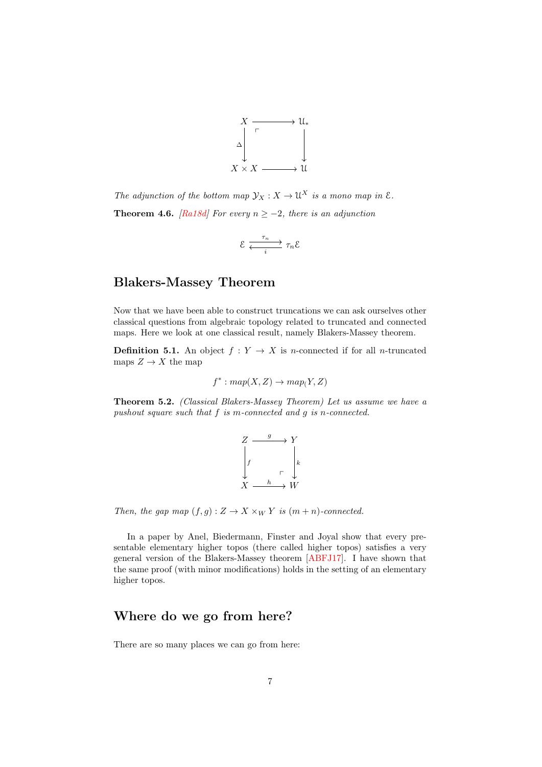$$\begin{array}{ccc} X & \longrightarrow & \mathcal{U}_* \\ {\scriptstyle \Delta}\downarrow & \ulcorner & \downarrow \\ X \times X & \longrightarrow & \mathcal{U} \end{array}$$

*The adjunction of the bottom map $\mathcal{Y}_X : X \to \mathcal{U}^X$ is a mono map in $\mathcal{E}$.*

**Theorem 4.6.** *[Ra18d] For every $n \geq -2$, there is an adjunction*

$$\mathcal{E} \underset{i}{\overset{\tau_n}{\rightleftarrows}} \tau_n \mathcal{E}$$

## Blakers-Massey Theorem

Now that we have been able to construct truncations we can ask ourselves other classical questions from algebraic topology related to truncated and connected maps. Here we look at one classical result, namely Blakers-Massey theorem.

**Definition 5.1.** An object $f : Y \to X$ is $n$-connected if for all $n$-truncated maps $Z \to X$ the map

$$f^* : map(X, Z) \to map_(Y, Z)$$

**Theorem 5.2.** *(Classical Blakers-Massey Theorem) Let us assume we have a pushout square such that $f$ is $m$-connected and $g$ is $n$-connected.*

$$\begin{array}{ccc} Z & \xrightarrow{g} & Y \\ {\scriptstyle f}\downarrow & & \downarrow{\scriptstyle k} \\ X & \xrightarrow{h} & W \end{array}$$

*Then, the gap map $(f, g) : Z \to X \times_W Y$ is $(m+n)$-connected.*

In a paper by Anel, Biedermann, Finster and Joyal show that every presentable elementary higher topos (there called higher topos) satisfies a very general version of the Blakers-Massey theorem [ABFJ17]. I have shown that the same proof (with minor modifications) holds in the setting of an elementary higher topos.

## Where do we go from here?

There are so many places we can go from here: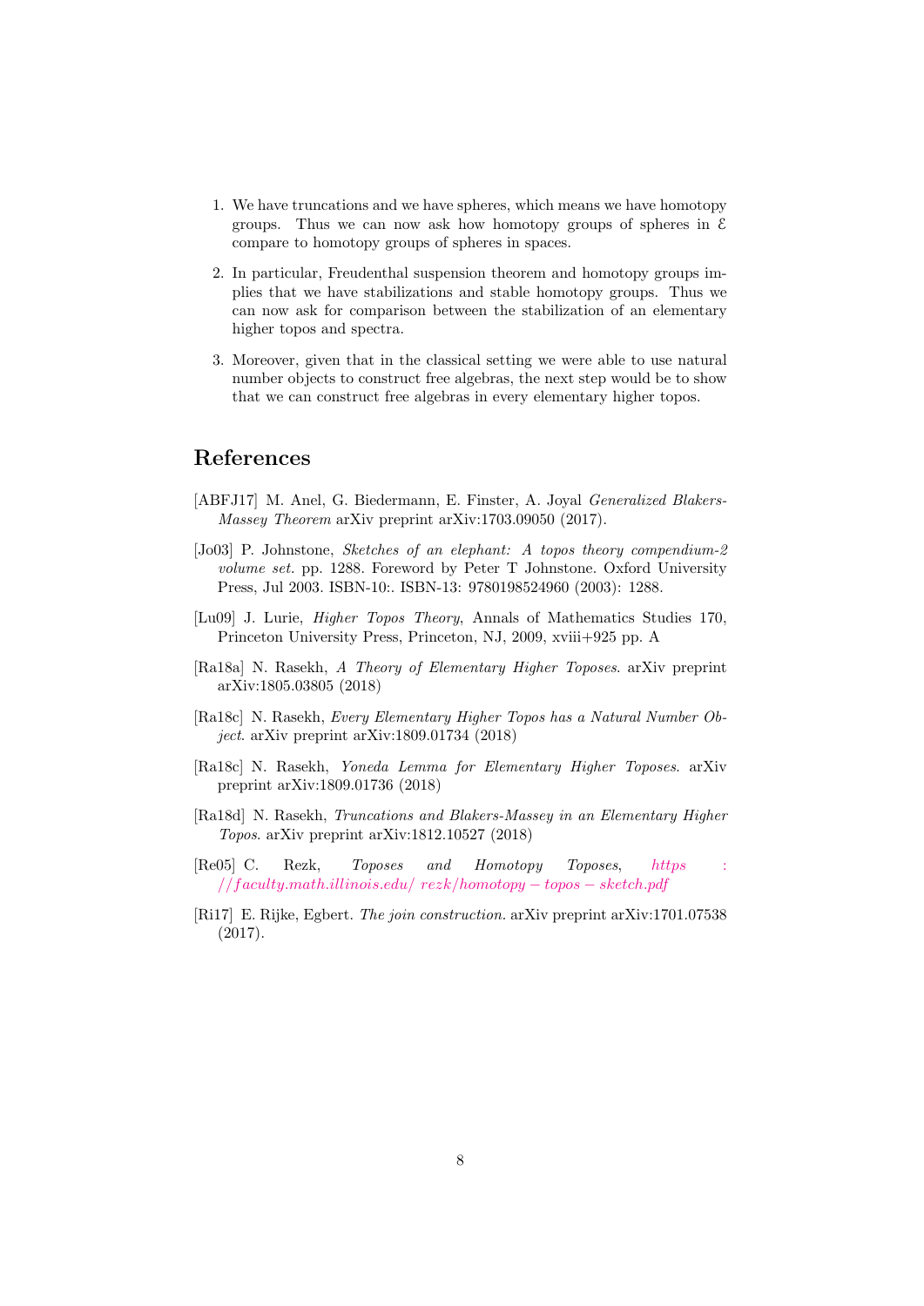1. We have truncations and we have spheres, which means we have homotopy groups. Thus we can now ask how homotopy groups of spheres in $\mathcal{E}$ compare to homotopy groups of spheres in spaces.
2. In particular, Freudenthal suspension theorem and homotopy groups implies that we have stabilizations and stable homotopy groups. Thus we can now ask for comparison between the stabilization of an elementary higher topos and spectra.
3. Moreover, given that in the classical setting we were able to use natural number objects to construct free algebras, the next step would be to show that we can construct free algebras in every elementary higher topos.

## References

[ABFJ17] M. Anel, G. Biedermann, E. Finster, A. Joyal *Generalized Blakers-Massey Theorem* arXiv preprint arXiv:1703.09050 (2017).

[Jo03] P. Johnstone, *Sketches of an elephant: A topos theory compendium-2 volume set.* pp. 1288. Foreword by Peter T Johnstone. Oxford University Press, Jul 2003. ISBN-10:. ISBN-13: 9780198524960 (2003): 1288.

[Lu09] J. Lurie, *Higher Topos Theory*, Annals of Mathematics Studies 170, Princeton University Press, Princeton, NJ, 2009, xviii+925 pp. A

[Ra18a] N. Rasekh, *A Theory of Elementary Higher Toposes*. arXiv preprint arXiv:1805.03805 (2018)

[Ra18c] N. Rasekh, *Every Elementary Higher Topos has a Natural Number Object*. arXiv preprint arXiv:1809.01734 (2018)

[Ra18c] N. Rasekh, *Yoneda Lemma for Elementary Higher Toposes*. arXiv preprint arXiv:1809.01736 (2018)

[Ra18d] N. Rasekh, *Truncations and Blakers-Massey in an Elementary Higher Topos*. arXiv preprint arXiv:1812.10527 (2018)

[Re05] C. Rezk, *Toposes and Homotopy Toposes*, *https://faculty.math.illinois.edu/ rezk/homotopy − topos − sketch.pdf*

[Ri17] E. Rijke, Egbert. *The join construction.* arXiv preprint arXiv:1701.07538 (2017).